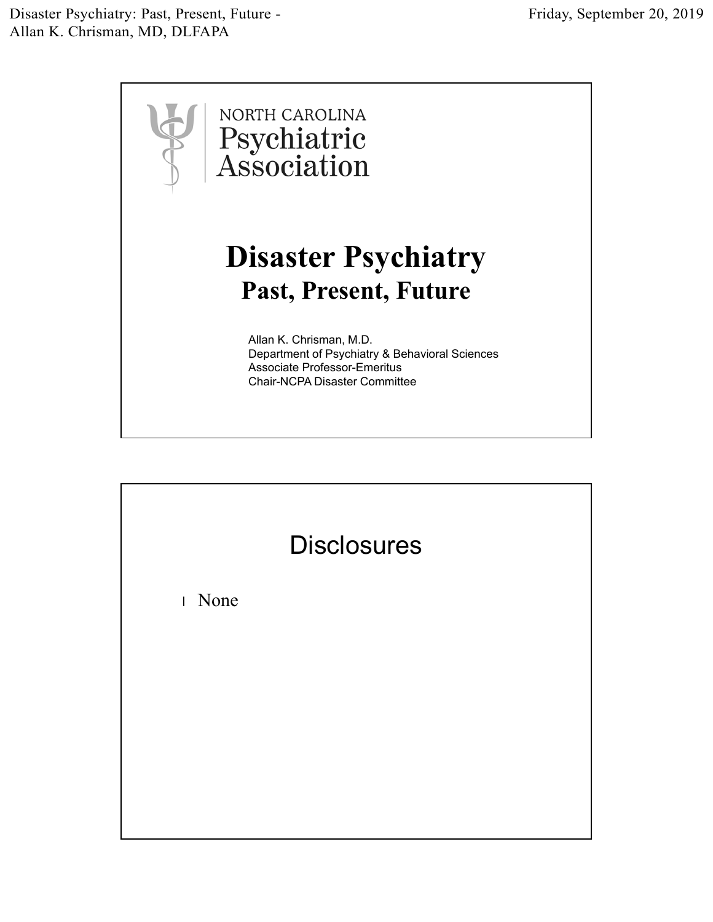NORTH CAROLINA
Psychiatric
Association

# Disaster Psychiatry

## Past, Present, Future

Allan K. Chrisman, M.D.
Department of Psychiatry & Behavioral Sciences
Associate Professor-Emeritus
Chair-NCPA Disaster Committee

## Disclosures

- None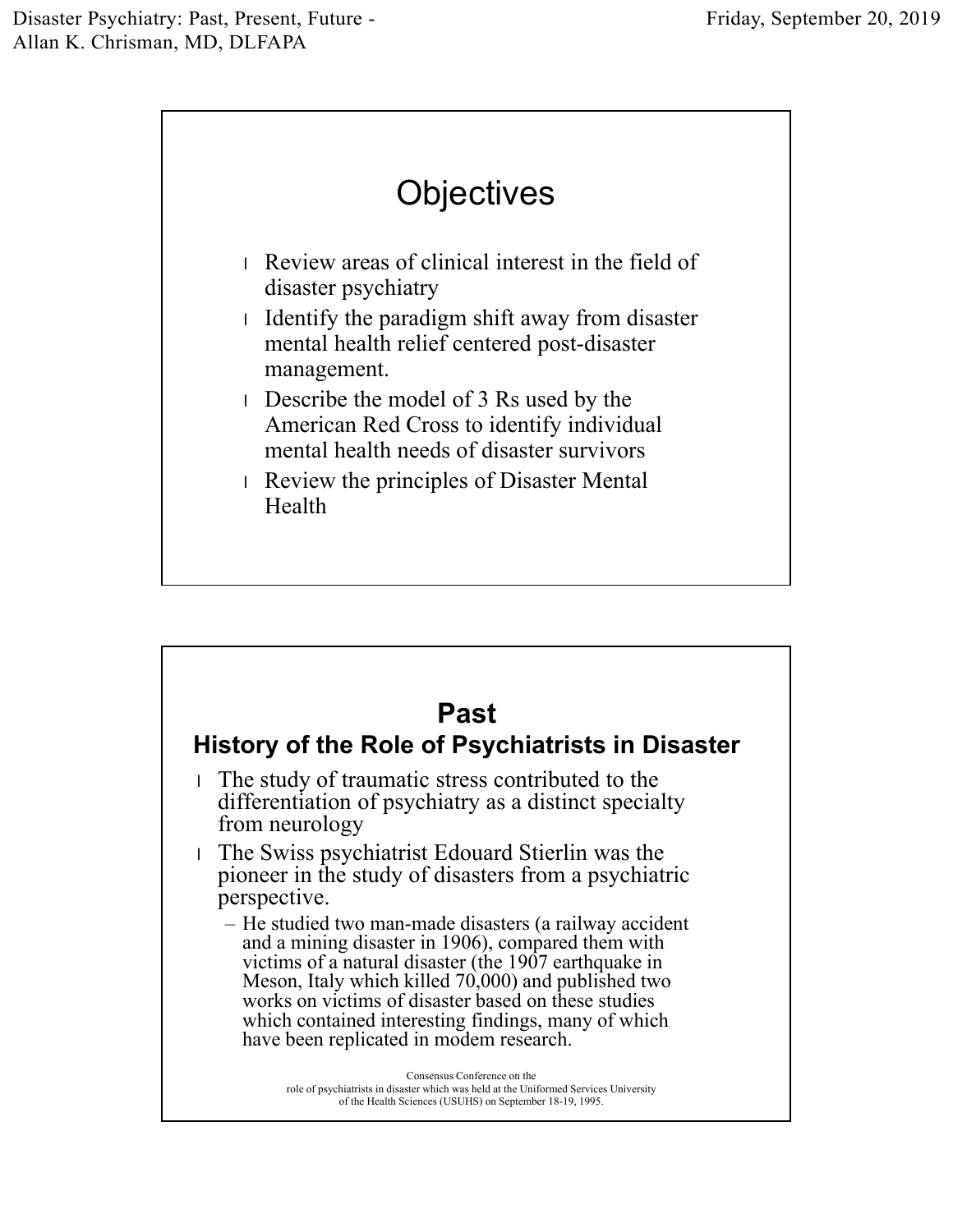# Objectives

- Review areas of clinical interest in the field of disaster psychiatry
- Identify the paradigm shift away from disaster mental health relief centered post-disaster management.
- Describe the model of 3 Rs used by the American Red Cross to identify individual mental health needs of disaster survivors
- Review the principles of Disaster Mental Health

# Past

## History of the Role of Psychiatrists in Disaster

- The study of traumatic stress contributed to the differentiation of psychiatry as a distinct specialty from neurology
- The Swiss psychiatrist Edouard Stierlin was the pioneer in the study of disasters from a psychiatric perspective.
  - He studied two man-made disasters (a railway accident and a mining disaster in 1906), compared them with victims of a natural disaster (the 1907 earthquake in Meson, Italy which killed 70,000) and published two works on victims of disaster based on these studies which contained interesting findings, many of which have been replicated in modem research.

Consensus Conference on the role of psychiatrists in disaster which was held at the Uniformed Services University of the Health Sciences (USUHS) on September 18-19, 1995.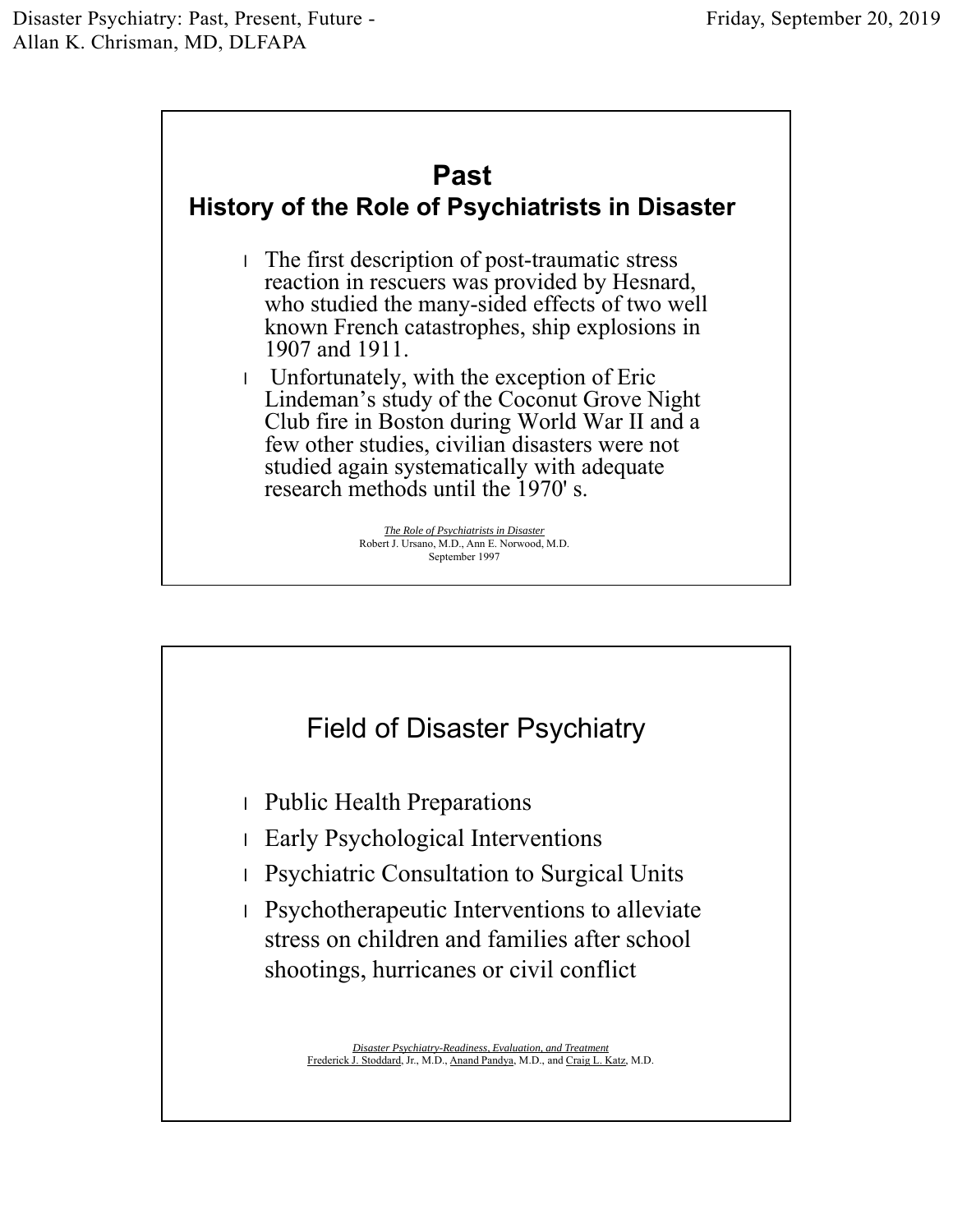## Past
### History of the Role of Psychiatrists in Disaster

- The first description of post-traumatic stress reaction in rescuers was provided by Hesnard, who studied the many-sided effects of two well known French catastrophes, ship explosions in 1907 and 1911.
- Unfortunately, with the exception of Eric Lindeman's study of the Coconut Grove Night Club fire in Boston during World War II and a few other studies, civilian disasters were not studied again systematically with adequate research methods until the 1970' s.

*The Role of Psychiatrists in Disaster*
Robert J. Ursano, M.D., Ann E. Norwood, M.D.
September 1997

## Field of Disaster Psychiatry

- Public Health Preparations
- Early Psychological Interventions
- Psychiatric Consultation to Surgical Units
- Psychotherapeutic Interventions to alleviate stress on children and families after school shootings, hurricanes or civil conflict

*Disaster Psychiatry-Readiness, Evaluation, and Treatment*
Frederick J. Stoddard, Jr., M.D., Anand Pandya, M.D., and Craig L. Katz, M.D.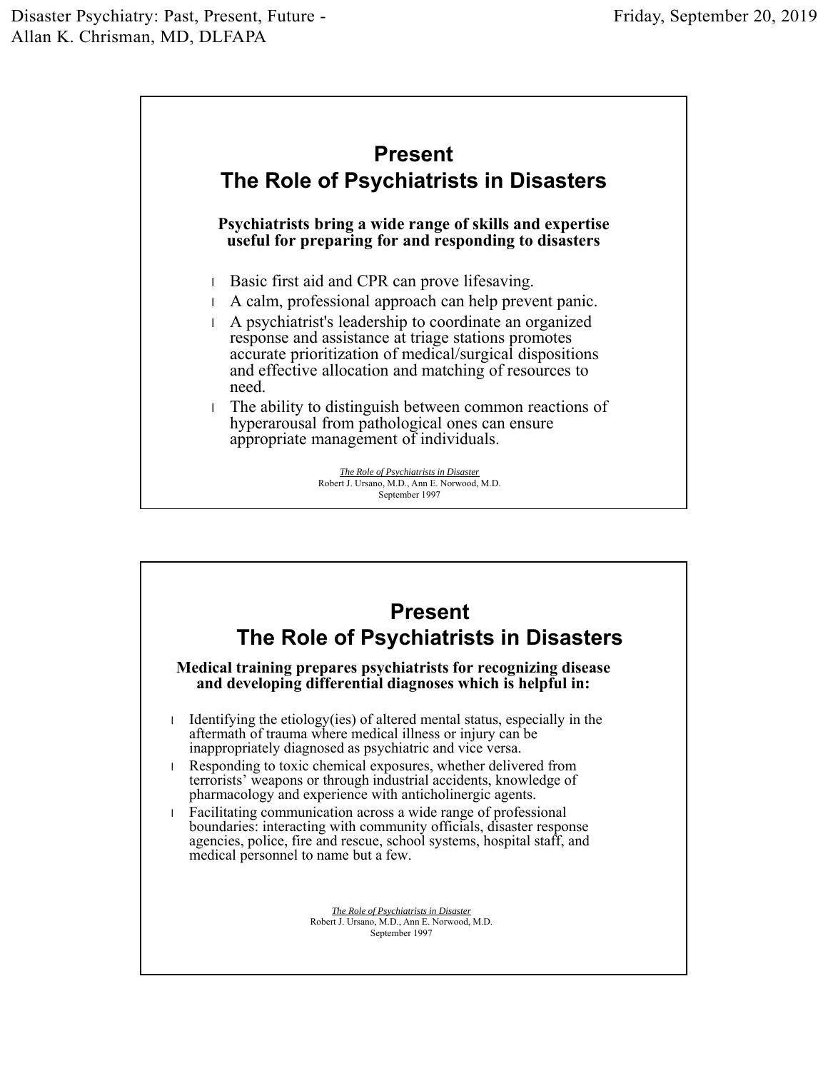## Present
## The Role of Psychiatrists in Disasters

**Psychiatrists bring a wide range of skills and expertise useful for preparing for and responding to disasters**

- Basic first aid and CPR can prove lifesaving.
- A calm, professional approach can help prevent panic.
- A psychiatrist's leadership to coordinate an organized response and assistance at triage stations promotes accurate prioritization of medical/surgical dispositions and effective allocation and matching of resources to need.
- The ability to distinguish between common reactions of hyperarousal from pathological ones can ensure appropriate management of individuals.

*The Role of Psychiatrists in Disaster*
Robert J. Ursano, M.D., Ann E. Norwood, M.D.
September 1997

## Present
## The Role of Psychiatrists in Disasters

**Medical training prepares psychiatrists for recognizing disease and developing differential diagnoses which is helpful in:**

- Identifying the etiology(ies) of altered mental status, especially in the aftermath of trauma where medical illness or injury can be inappropriately diagnosed as psychiatric and vice versa.
- Responding to toxic chemical exposures, whether delivered from terrorists' weapons or through industrial accidents, knowledge of pharmacology and experience with anticholinergic agents.
- Facilitating communication across a wide range of professional boundaries: interacting with community officials, disaster response agencies, police, fire and rescue, school systems, hospital staff, and medical personnel to name but a few.

*The Role of Psychiatrists in Disaster*
Robert J. Ursano, M.D., Ann E. Norwood, M.D.
September 1997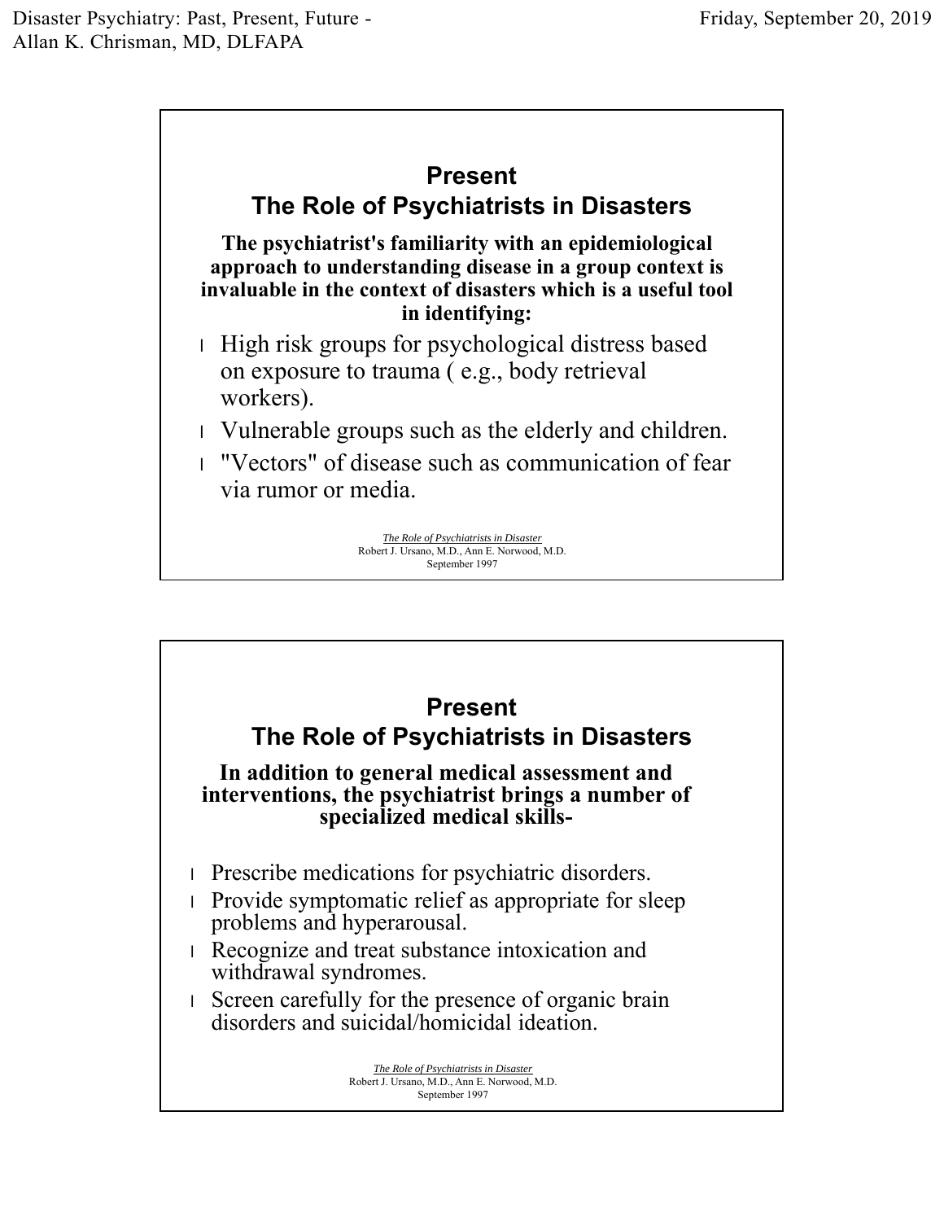## Present
## The Role of Psychiatrists in Disasters

**The psychiatrist's familiarity with an epidemiological approach to understanding disease in a group context is invaluable in the context of disasters which is a useful tool in identifying:**

- High risk groups for psychological distress based on exposure to trauma ( e.g., body retrieval workers).
- Vulnerable groups such as the elderly and children.
- "Vectors" of disease such as communication of fear via rumor or media.

*The Role of Psychiatrists in Disaster*
Robert J. Ursano, M.D., Ann E. Norwood, M.D.
September 1997

## Present
## The Role of Psychiatrists in Disasters

**In addition to general medical assessment and interventions, the psychiatrist brings a number of specialized medical skills-**

- Prescribe medications for psychiatric disorders.
- Provide symptomatic relief as appropriate for sleep problems and hyperarousal.
- Recognize and treat substance intoxication and withdrawal syndromes.
- Screen carefully for the presence of organic brain disorders and suicidal/homicidal ideation.

*The Role of Psychiatrists in Disaster*
Robert J. Ursano, M.D., Ann E. Norwood, M.D.
September 1997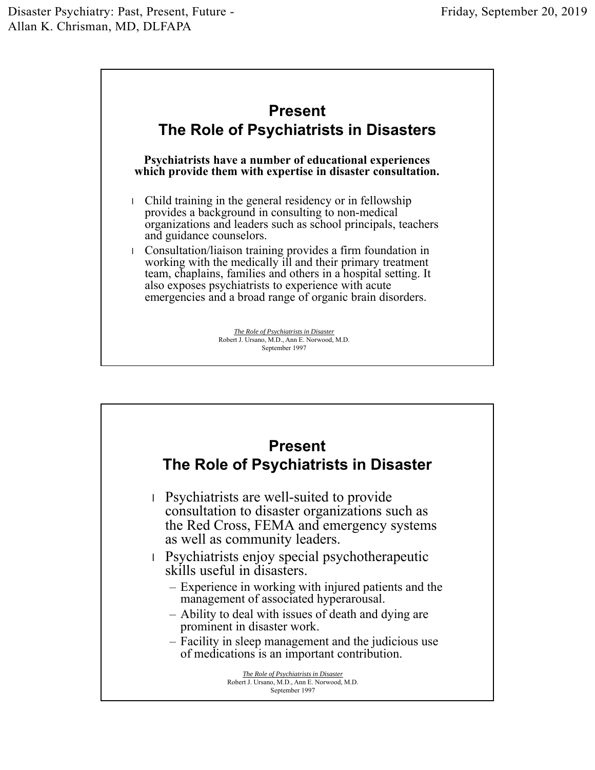## Present
## The Role of Psychiatrists in Disasters

**Psychiatrists have a number of educational experiences which provide them with expertise in disaster consultation.**

- Child training in the general residency or in fellowship provides a background in consulting to non-medical organizations and leaders such as school principals, teachers and guidance counselors.
- Consultation/liaison training provides a firm foundation in working with the medically ill and their primary treatment team, chaplains, families and others in a hospital setting. It also exposes psychiatrists to experience with acute emergencies and a broad range of organic brain disorders.

*The Role of Psychiatrists in Disaster*
Robert J. Ursano, M.D., Ann E. Norwood, M.D.
September 1997

## Present
## The Role of Psychiatrists in Disaster

- Psychiatrists are well-suited to provide consultation to disaster organizations such as the Red Cross, FEMA and emergency systems as well as community leaders.
- Psychiatrists enjoy special psychotherapeutic skills useful in disasters.
  - Experience in working with injured patients and the management of associated hyperarousal.
  - Ability to deal with issues of death and dying are prominent in disaster work.
  - Facility in sleep management and the judicious use of medications is an important contribution.

*The Role of Psychiatrists in Disaster*
Robert J. Ursano, M.D., Ann E. Norwood, M.D.
September 1997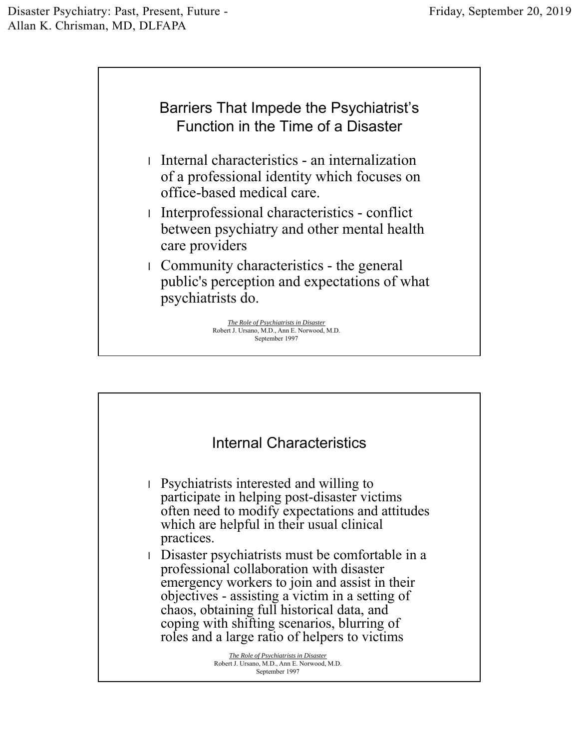## Barriers That Impede the Psychiatrist's Function in the Time of a Disaster

- Internal characteristics - an internalization of a professional identity which focuses on office-based medical care.
- Interprofessional characteristics - conflict between psychiatry and other mental health care providers
- Community characteristics - the general public's perception and expectations of what psychiatrists do.

*The Role of Psychiatrists in Disaster*
Robert J. Ursano, M.D., Ann E. Norwood, M.D.
September 1997

## Internal Characteristics

- Psychiatrists interested and willing to participate in helping post-disaster victims often need to modify expectations and attitudes which are helpful in their usual clinical practices.
- Disaster psychiatrists must be comfortable in a professional collaboration with disaster emergency workers to join and assist in their objectives - assisting a victim in a setting of chaos, obtaining full historical data, and coping with shifting scenarios, blurring of roles and a large ratio of helpers to victims

*The Role of Psychiatrists in Disaster*
Robert J. Ursano, M.D., Ann E. Norwood, M.D.
September 1997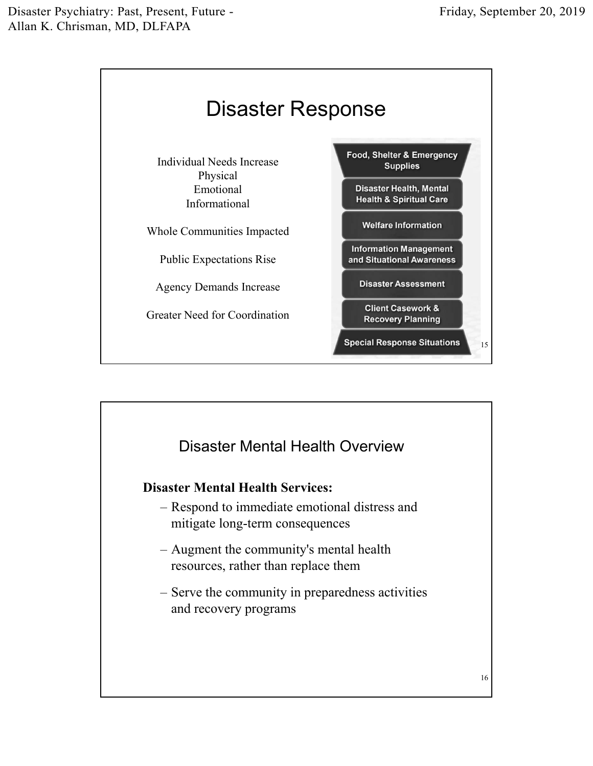## Disaster Response

Individual Needs Increase
Physical
Emotional
Informational

Whole Communities Impacted

Public Expectations Rise

Agency Demands Increase

Greater Need for Coordination

- Food, Shelter & Emergency Supplies
- Disaster Health, Mental Health & Spiritual Care
- Welfare Information
- Information Management and Situational Awareness
- Disaster Assessment
- Client Casework & Recovery Planning
- Special Response Situations

## Disaster Mental Health Overview

**Disaster Mental Health Services:**

- Respond to immediate emotional distress and mitigate long-term consequences
- Augment the community's mental health resources, rather than replace them
- Serve the community in preparedness activities and recovery programs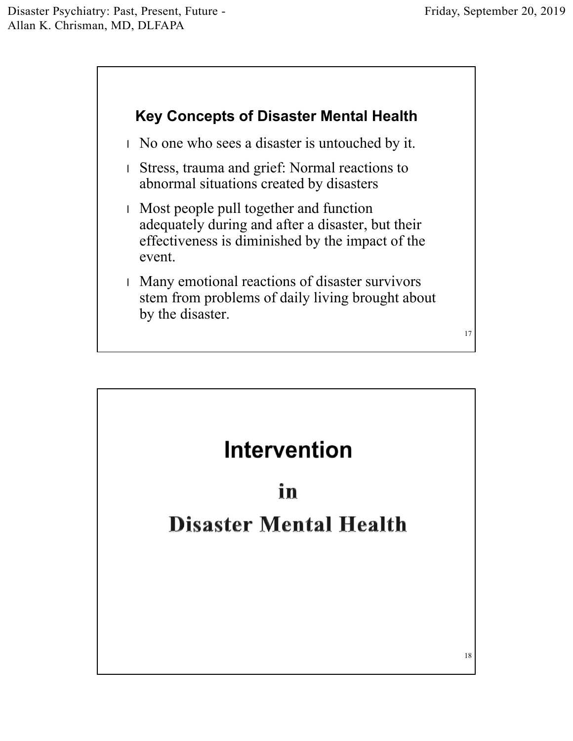## Key Concepts of Disaster Mental Health

- No one who sees a disaster is untouched by it.
- Stress, trauma and grief: Normal reactions to abnormal situations created by disasters
- Most people pull together and function adequately during and after a disaster, but their effectiveness is diminished by the impact of the event.
- Many emotional reactions of disaster survivors stem from problems of daily living brought about by the disaster.

# Intervention

# in

# Disaster Mental Health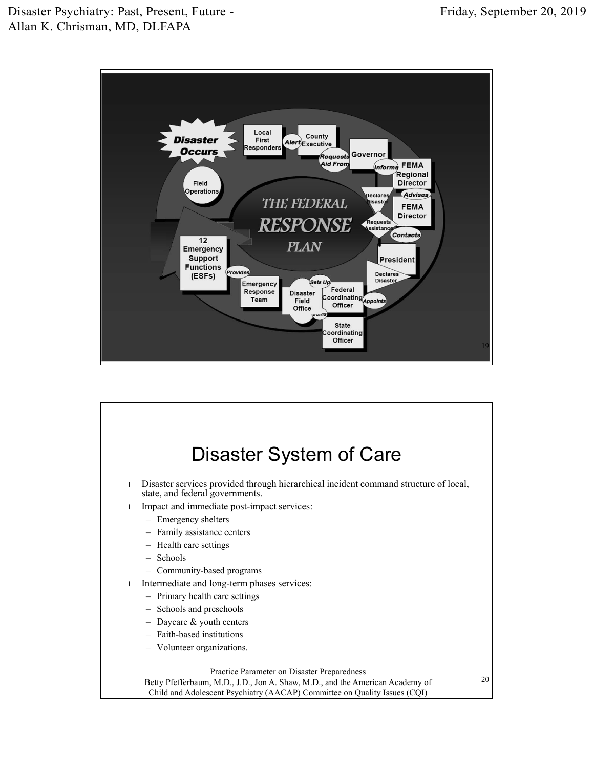THE FEDERAL RESPONSE PLAN

Disaster Occurs → Local First Responders → Alert → County Executive → Requests Aid From → Governor → Informs → FEMA Regional Director → Advises → FEMA Director → Contacts → President → Declares Disaster → Appoints → Federal Coordinating Officer → Sets Up → Disaster Field Office → Emergency Response Team → Provides → 12 Emergency Support Functions (ESFs) → Field Operations

Governor: Declares Disaster; Requests Assistance

State Coordinating Officer

# Disaster System of Care

- Disaster services provided through hierarchical incident command structure of local, state, and federal governments.
- Impact and immediate post-impact services:
  - Emergency shelters
  - Family assistance centers
  - Health care settings
  - Schools
  - Community-based programs
- Intermediate and long-term phases services:
  - Primary health care settings
  - Schools and preschools
  - Daycare & youth centers
  - Faith-based institutions
  - Volunteer organizations.

Practice Parameter on Disaster Preparedness
Betty Pfefferbaum, M.D., J.D., Jon A. Shaw, M.D., and the American Academy of Child and Adolescent Psychiatry (AACAP) Committee on Quality Issues (CQI)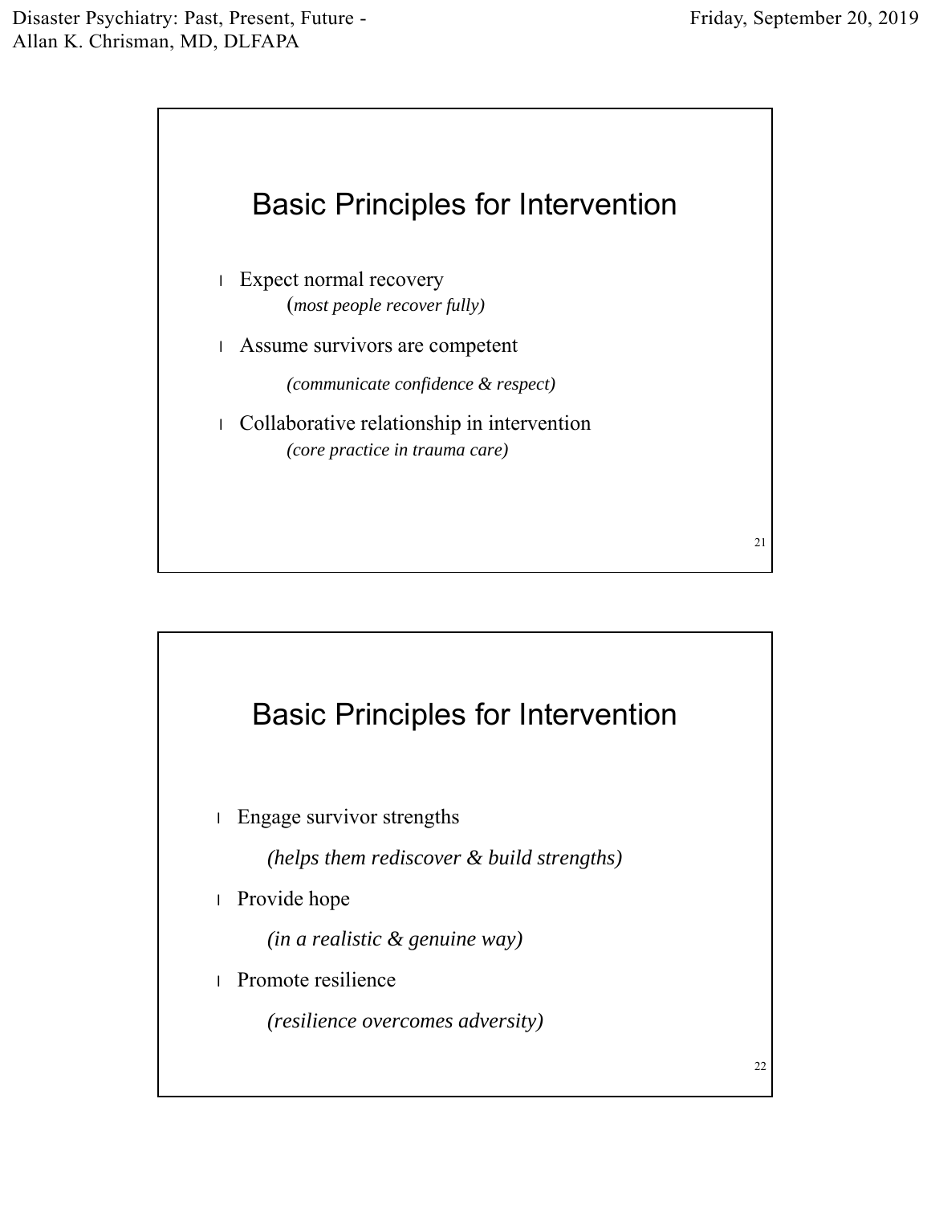## Basic Principles for Intervention

- Expect normal recovery
  (*most people recover fully)*
- Assume survivors are competent
  *(communicate confidence & respect)*
- Collaborative relationship in intervention
  *(core practice in trauma care)*

## Basic Principles for Intervention

- Engage survivor strengths
  *(helps them rediscover & build strengths)*
- Provide hope
  *(in a realistic & genuine way)*
- Promote resilience
  *(resilience overcomes adversity)*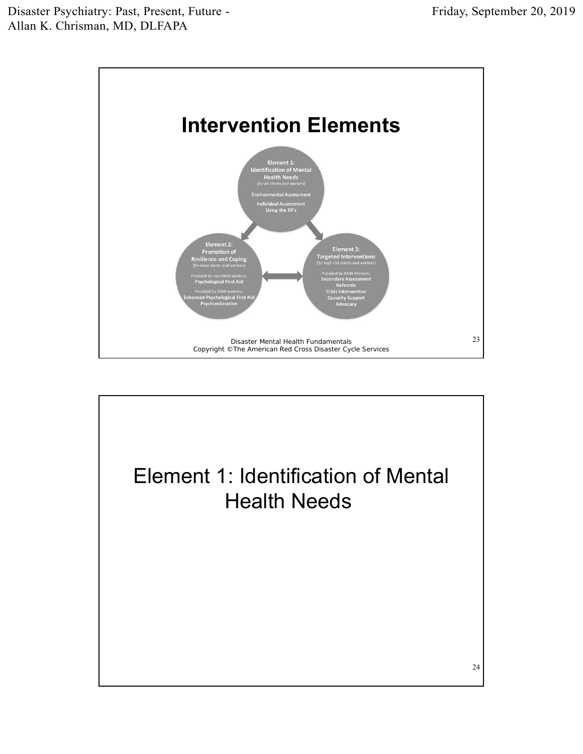# Intervention Elements

**Element 1: Identification of Mental Health Needs**
*(for all clients and workers)*

Environmental Assessment

Individual Assessment Using the 3R's

**Element 2: Promotion of Resilience and Coping**
*(for most clients and workers)*

Provided by non-DMH workers:
**Psychological First Aid**

Provided by DMH workers:
**Enhanced Psychological First Aid**
**Psychoeducation**

**Element 3: Targeted Interventions**
*(for high-risk clients and workers)*

Provided by DMH Workers:
**Secondary Assessment**
**Referrals**
**Crisis Intervention**
**Casualty Support**
**Advocacy**

Disaster Mental Health Fundamentals
Copyright ©The American Red Cross Disaster Cycle Services

# Element 1: Identification of Mental Health Needs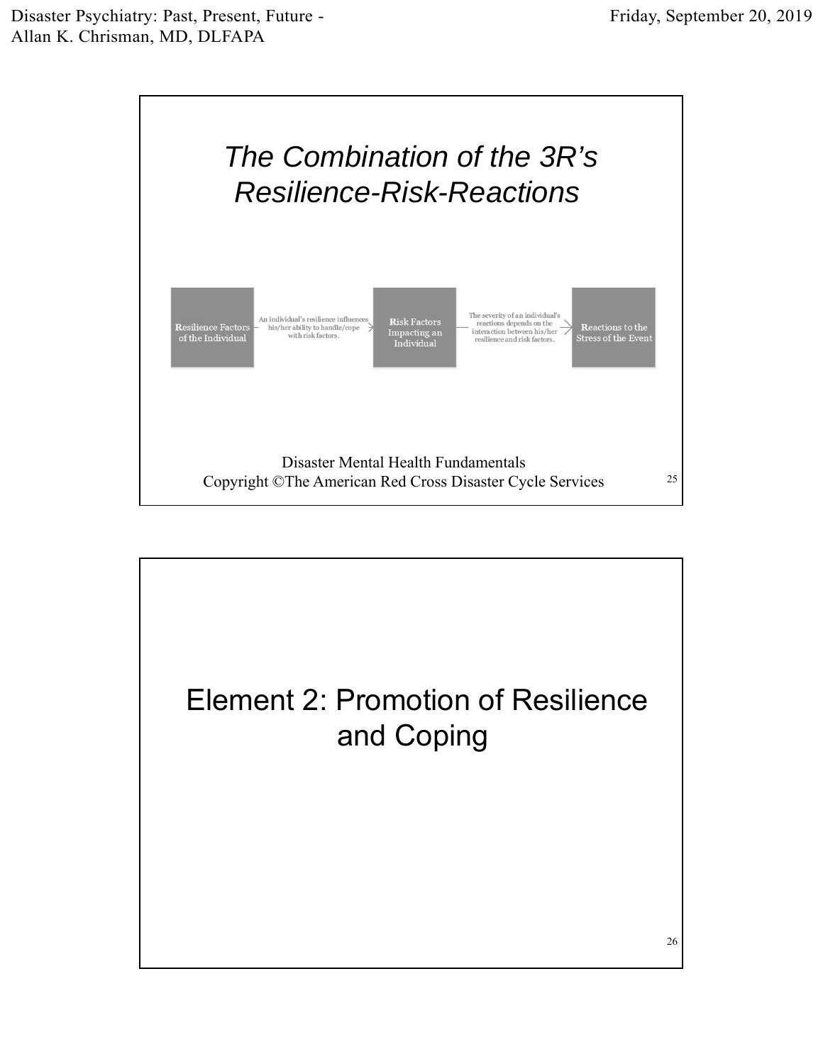## *The Combination of the 3R's Resilience-Risk-Reactions*

**R**esilience Factors of the Individual → An individual's resilience influences his/her ability to handle/cope with risk factors. → **R**isk Factors Impacting an Individual → The severity of an individual's reactions depends on the interaction between his/her resilience and risk factors. → **R**eactions to the Stress of the Event

Disaster Mental Health Fundamentals
Copyright ©The American Red Cross Disaster Cycle Services

## Element 2: Promotion of Resilience and Coping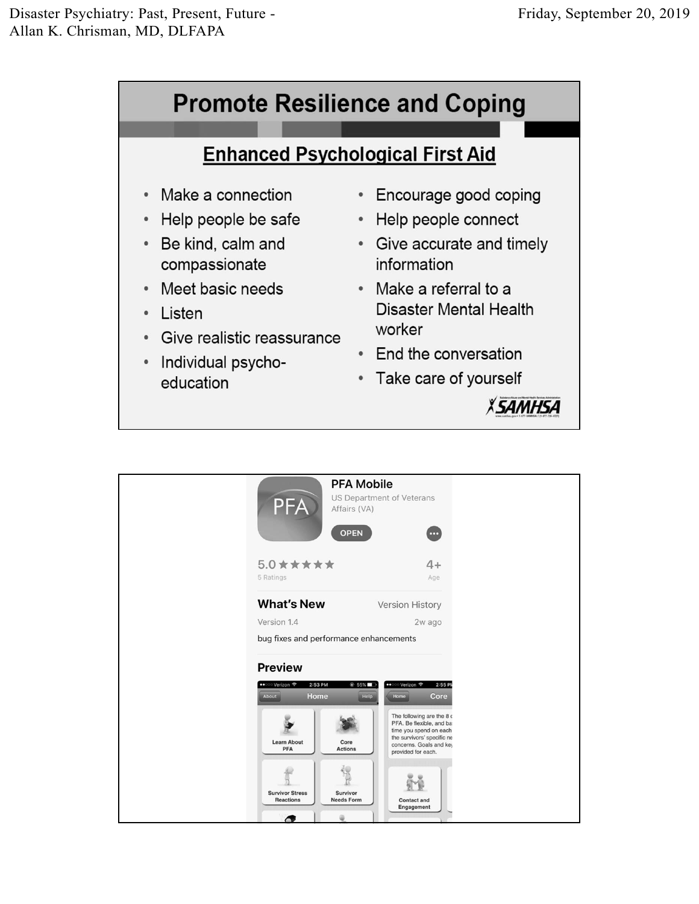# Promote Resilience and Coping

## Enhanced Psychological First Aid

- Make a connection
- Help people be safe
- Be kind, calm and compassionate
- Meet basic needs
- Listen
- Give realistic reassurance
- Individual psycho-education
- Encourage good coping
- Help people connect
- Give accurate and timely information
- Make a referral to a Disaster Mental Health worker
- End the conversation
- Take care of yourself

SAMHSA

---

**PFA Mobile**

US Department of Veterans Affairs (VA)

OPEN

5.0 ★★★★★
5 Ratings

4+
Age

**What's New** — Version History

Version 1.4 — 2w ago

bug fixes and performance enhancements

**Preview**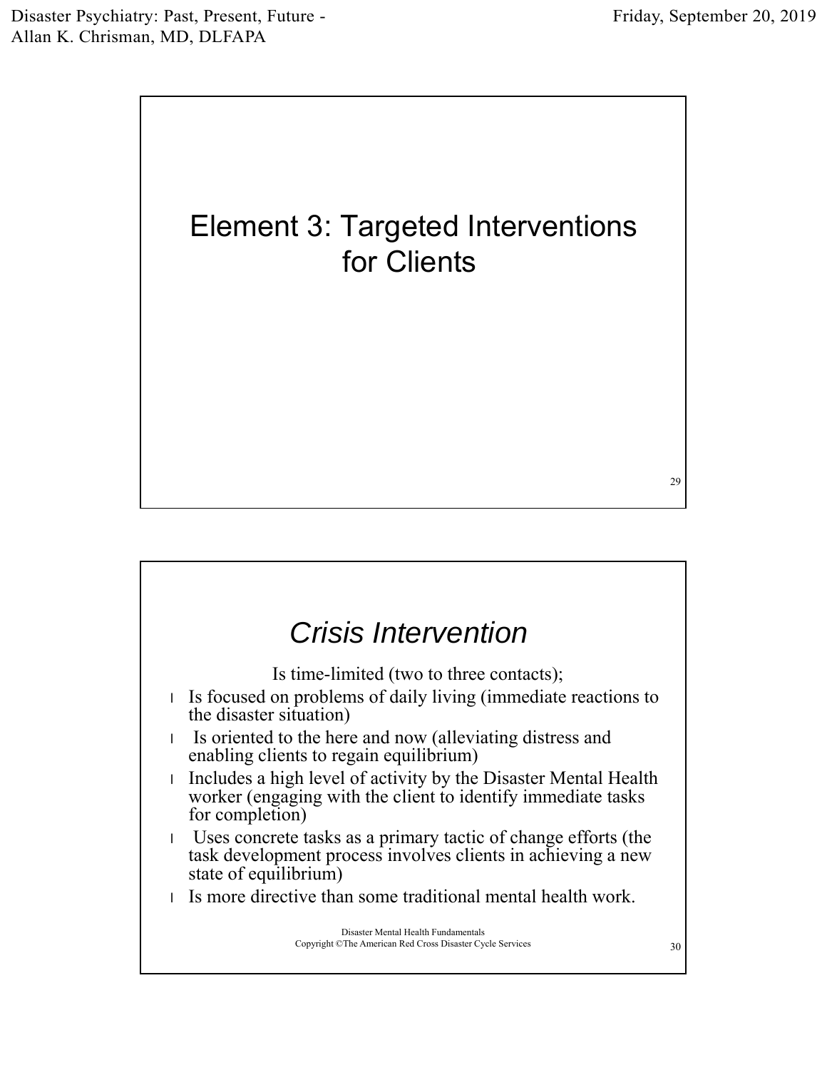# Element 3: Targeted Interventions for Clients

## *Crisis Intervention*

Is time-limited (two to three contacts);

- Is focused on problems of daily living (immediate reactions to the disaster situation)
- Is oriented to the here and now (alleviating distress and enabling clients to regain equilibrium)
- Includes a high level of activity by the Disaster Mental Health worker (engaging with the client to identify immediate tasks for completion)
- Uses concrete tasks as a primary tactic of change efforts (the task development process involves clients in achieving a new state of equilibrium)
- Is more directive than some traditional mental health work.

Disaster Mental Health Fundamentals
Copyright ©The American Red Cross Disaster Cycle Services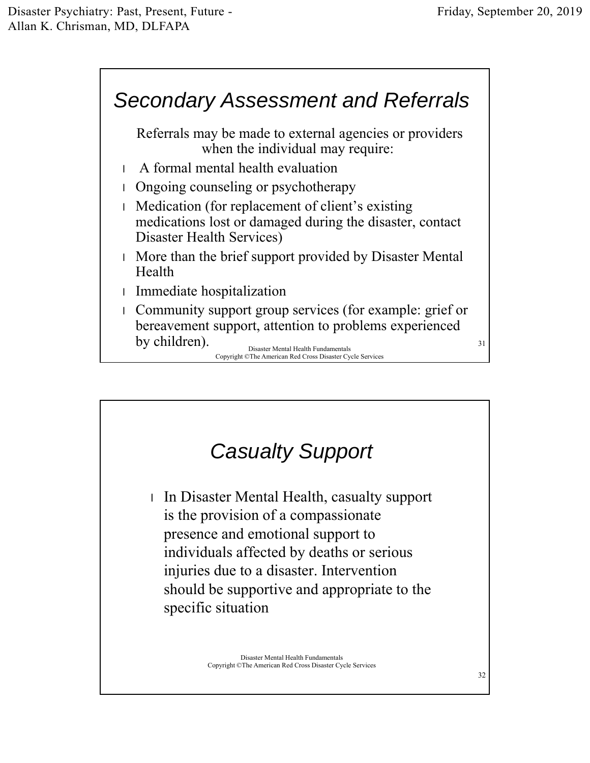## Secondary Assessment and Referrals

Referrals may be made to external agencies or providers when the individual may require:

- A formal mental health evaluation
- Ongoing counseling or psychotherapy
- Medication (for replacement of client's existing medications lost or damaged during the disaster, contact Disaster Health Services)
- More than the brief support provided by Disaster Mental Health
- Immediate hospitalization
- Community support group services (for example: grief or bereavement support, attention to problems experienced by children).

Disaster Mental Health Fundamentals
Copyright ©The American Red Cross Disaster Cycle Services

## Casualty Support

- In Disaster Mental Health, casualty support is the provision of a compassionate presence and emotional support to individuals affected by deaths or serious injuries due to a disaster. Intervention should be supportive and appropriate to the specific situation

Disaster Mental Health Fundamentals
Copyright ©The American Red Cross Disaster Cycle Services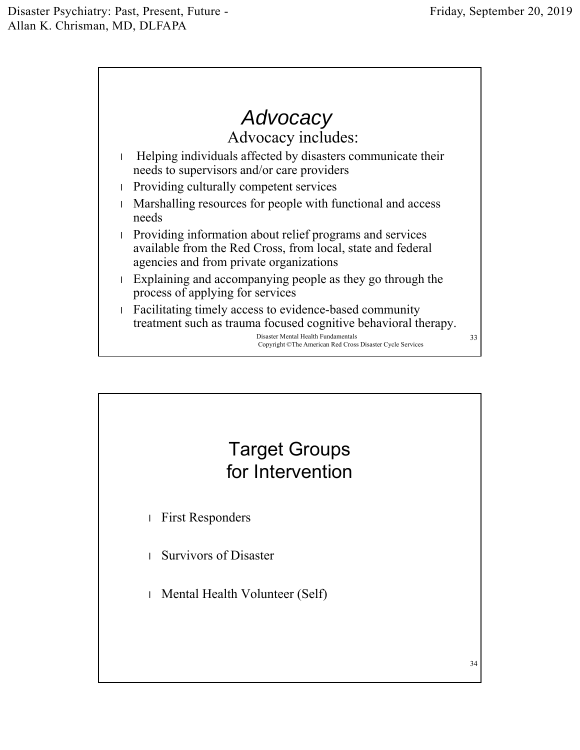## *Advocacy*

### Advocacy includes:

- Helping individuals affected by disasters communicate their needs to supervisors and/or care providers
- Providing culturally competent services
- Marshalling resources for people with functional and access needs
- Providing information about relief programs and services available from the Red Cross, from local, state and federal agencies and from private organizations
- Explaining and accompanying people as they go through the process of applying for services
- Facilitating timely access to evidence-based community treatment such as trauma focused cognitive behavioral therapy.

Disaster Mental Health Fundamentals
Copyright ©The American Red Cross Disaster Cycle Services

## Target Groups for Intervention

- First Responders
- Survivors of Disaster
- Mental Health Volunteer (Self)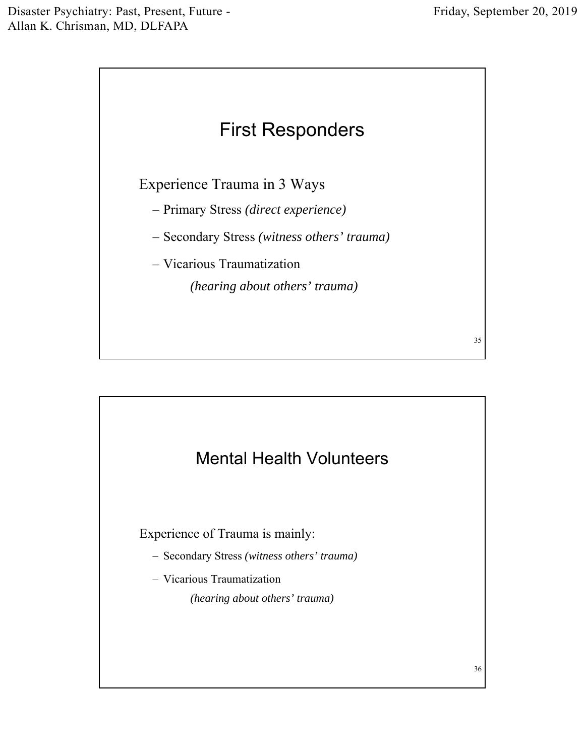## First Responders

Experience Trauma in 3 Ways

- Primary Stress *(direct experience)*
- Secondary Stress *(witness others' trauma)*
- Vicarious Traumatization
  *(hearing about others' trauma)*

## Mental Health Volunteers

Experience of Trauma is mainly:

- Secondary Stress *(witness others' trauma)*
- Vicarious Traumatization
  *(hearing about others' trauma)*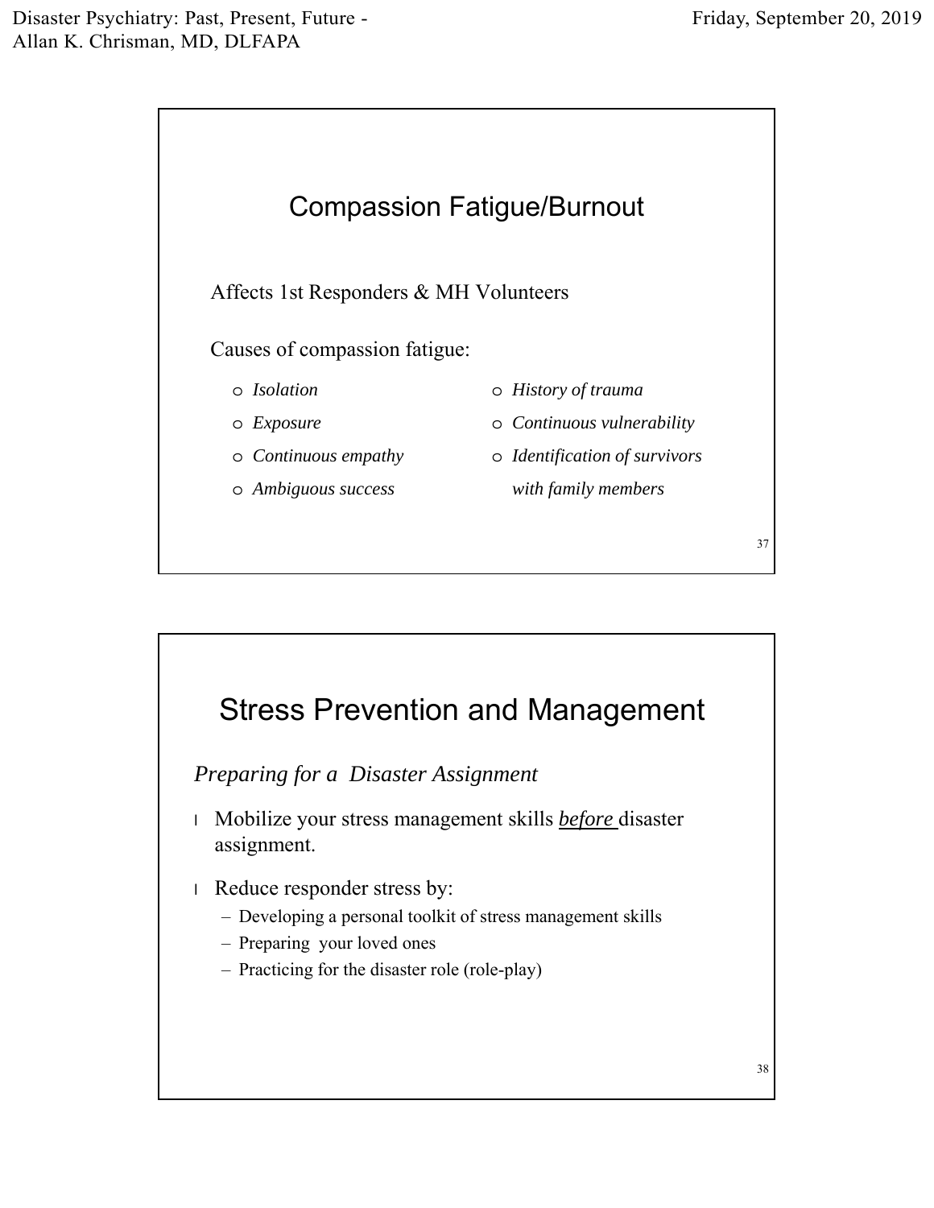## Compassion Fatigue/Burnout

Affects 1st Responders & MH Volunteers

Causes of compassion fatigue:

- *Isolation*
- *Exposure*
- *Continuous empathy*
- *Ambiguous success*
- *History of trauma*
- *Continuous vulnerability*
- *Identification of survivors with family members*

## Stress Prevention and Management

*Preparing for a Disaster Assignment*

- Mobilize your stress management skills ***before*** disaster assignment.
- Reduce responder stress by:
  - Developing a personal toolkit of stress management skills
  - Preparing your loved ones
  - Practicing for the disaster role (role-play)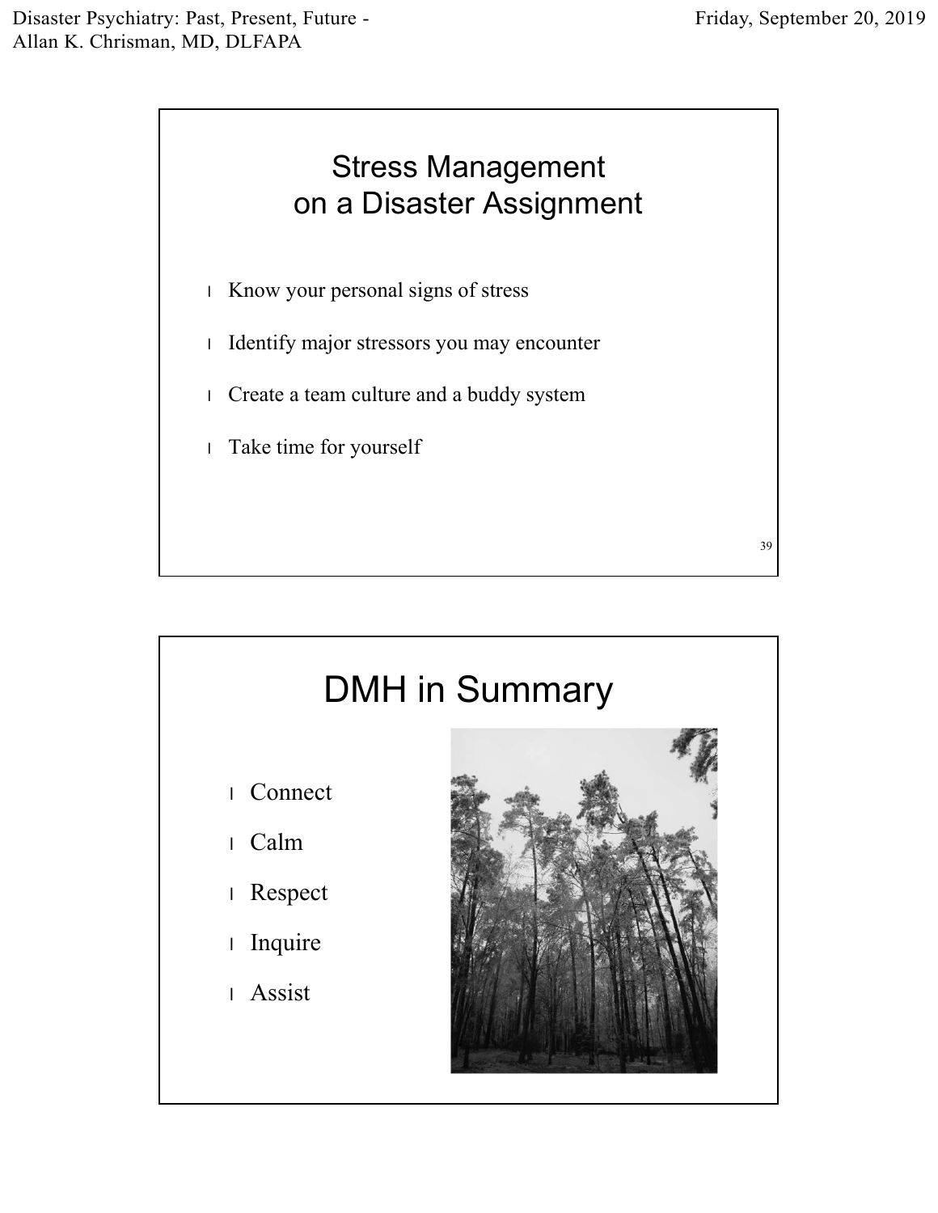## Stress Management on a Disaster Assignment

- Know your personal signs of stress
- Identify major stressors you may encounter
- Create a team culture and a buddy system
- Take time for yourself

## DMH in Summary

- Connect
- Calm
- Respect
- Inquire
- Assist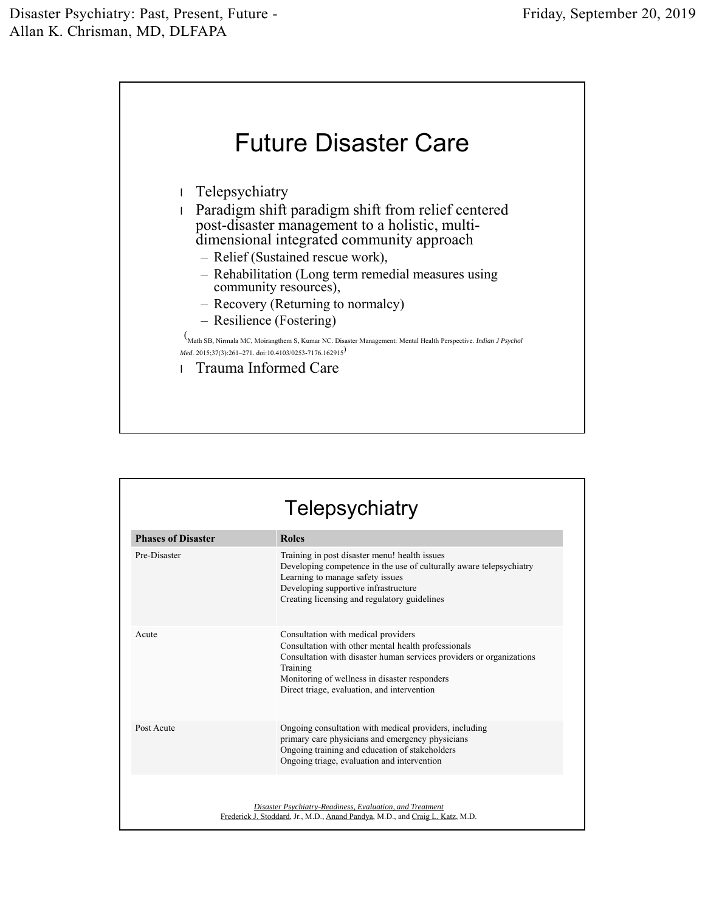# Future Disaster Care

- Telepsychiatry
- Paradigm shift paradigm shift from relief centered post-disaster management to a holistic, multi-dimensional integrated community approach
  - Relief (Sustained rescue work),
  - Rehabilitation (Long term remedial measures using community resources),
  - Recovery (Returning to normalcy)
  - Resilience (Fostering)

(Math SB, Nirmala MC, Moirangthem S, Kumar NC. Disaster Management: Mental Health Perspective. *Indian J Psychol Med*. 2015;37(3):261–271. doi:10.4103/0253-7176.162915)

- Trauma Informed Care

# Telepsychiatry

| Phases of Disaster | Roles |
|---|---|
| Pre-Disaster | Training in post disaster menu! health issues<br>Developing competence in the use of culturally aware telepsychiatry<br>Learning to manage safety issues<br>Developing supportive infrastructure<br>Creating licensing and regulatory guidelines |
| Acute | Consultation with medical providers<br>Consultation with other mental health professionals<br>Consultation with disaster human services providers or organizations<br>Training<br>Monitoring of wellness in disaster responders<br>Direct triage, evaluation, and intervention |
| Post Acute | Ongoing consultation with medical providers, including primary care physicians and emergency physicians<br>Ongoing training and education of stakeholders<br>Ongoing triage, evaluation and intervention |

*Disaster Psychiatry-Readiness, Evaluation, and Treatment*
Frederick J. Stoddard, Jr., M.D., Anand Pandya, M.D., and Craig L. Katz, M.D.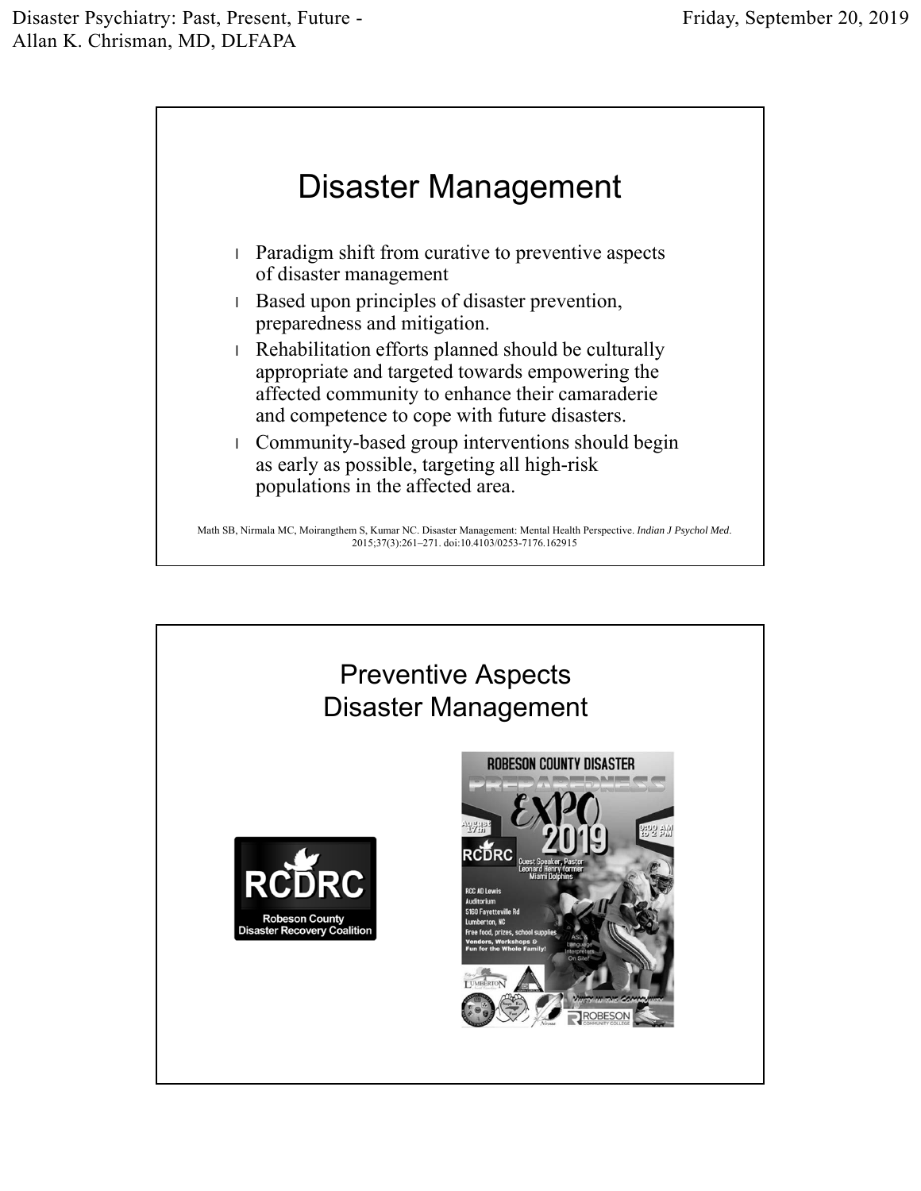## Disaster Management

- Paradigm shift from curative to preventive aspects of disaster management
- Based upon principles of disaster prevention, preparedness and mitigation.
- Rehabilitation efforts planned should be culturally appropriate and targeted towards empowering the affected community to enhance their camaraderie and competence to cope with future disasters.
- Community-based group interventions should begin as early as possible, targeting all high-risk populations in the affected area.

Math SB, Nirmala MC, Moirangthem S, Kumar NC. Disaster Management: Mental Health Perspective. *Indian J Psychol Med*. 2015;37(3):261–271. doi:10.4103/0253-7176.162915

## Preventive Aspects Disaster Management

RCDRC
Robeson County Disaster Recovery Coalition

ROBESON COUNTY DISASTER PREPAREDNESS EXPO 2019

August 17th

9:00 AM to 2 PM

RCDRC

Guest Speaker, Pastor Leonard Henry former Miami Dolphins

RCC AD Lewis Auditorium
5160 Fayetteville Rd
Lumberton, NC
Free food, prizes, school supplies
Vendors, Workshops & Fun for the Whole Family!

ASL & Language Interpreters On Site!

Unity in the Community

ROBESON COMMUNITY COLLEGE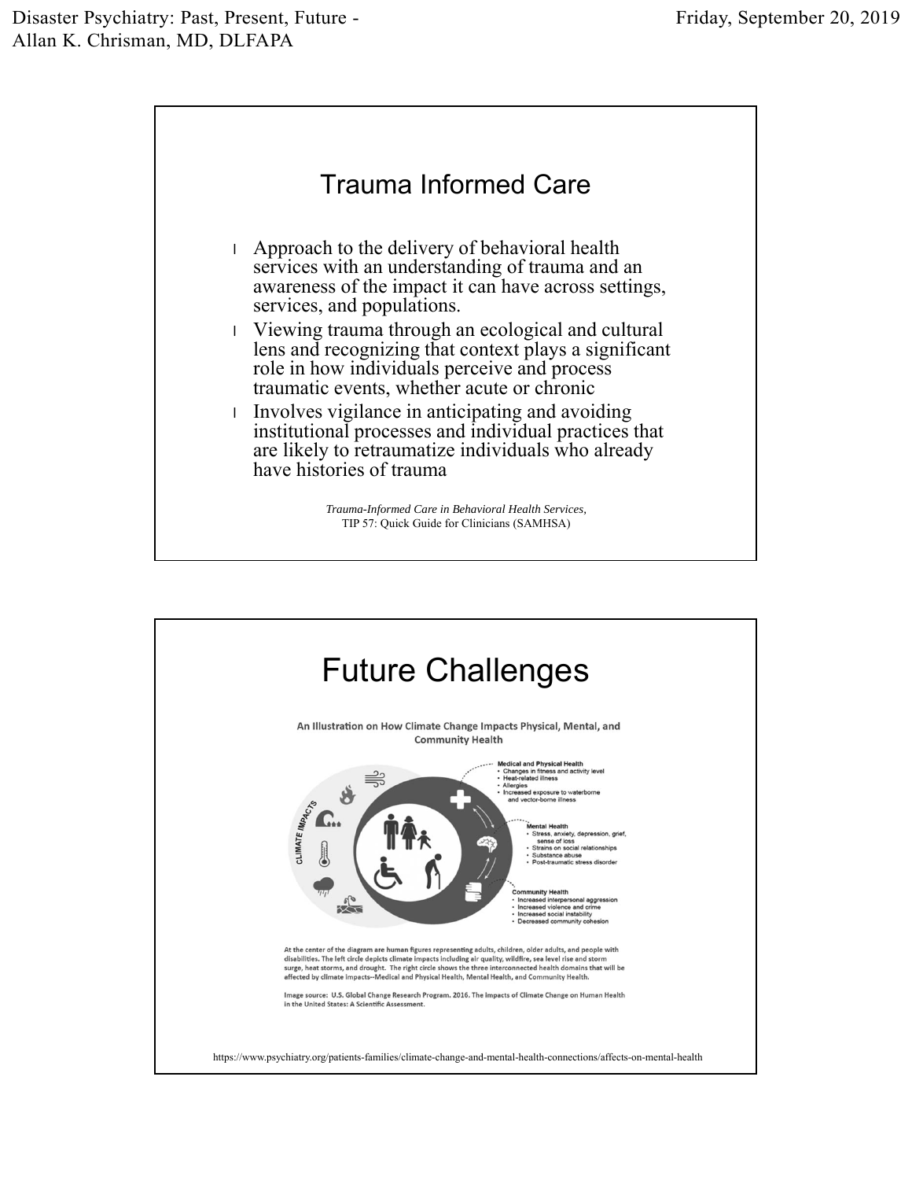## Trauma Informed Care

- Approach to the delivery of behavioral health services with an understanding of trauma and an awareness of the impact it can have across settings, services, and populations.
- Viewing trauma through an ecological and cultural lens and recognizing that context plays a significant role in how individuals perceive and process traumatic events, whether acute or chronic
- Involves vigilance in anticipating and avoiding institutional processes and individual practices that are likely to retraumatize individuals who already have histories of trauma

*Trauma-Informed Care in Behavioral Health Services,* TIP 57: Quick Guide for Clinicians (SAMHSA)

## Future Challenges

**An Illustration on How Climate Change Impacts Physical, Mental, and Community Health**

CLIMATE IMPACTS

**Medical and Physical Health**
- Changes in fitness and activity level
- Heat-related illness
- Allergies
- Increased exposure to waterborne and vector-borne illness

**Mental Health**
- Stress, anxiety, depression, grief, sense of loss
- Strains on social relationships
- Substance abuse
- Post-traumatic stress disorder

**Community Health**
- Increased interpersonal aggression
- Increased violence and crime
- Increased social instability
- Decreased community cohesion

At the center of the diagram are human figures representing adults, children, older adults, and people with disabilities. The left circle depicts climate impacts including air quality, wildfire, sea level rise and storm surge, heat storms, and drought. The right circle shows the three interconnected health domains that will be affected by climate impacts--Medical and Physical Health, Mental Health, and Community Health.

Image source: U.S. Global Change Research Program. 2016. The Impacts of Climate Change on Human Health in the United States: A Scientific Assessment.

https://www.psychiatry.org/patients-families/climate-change-and-mental-health-connections/affects-on-mental-health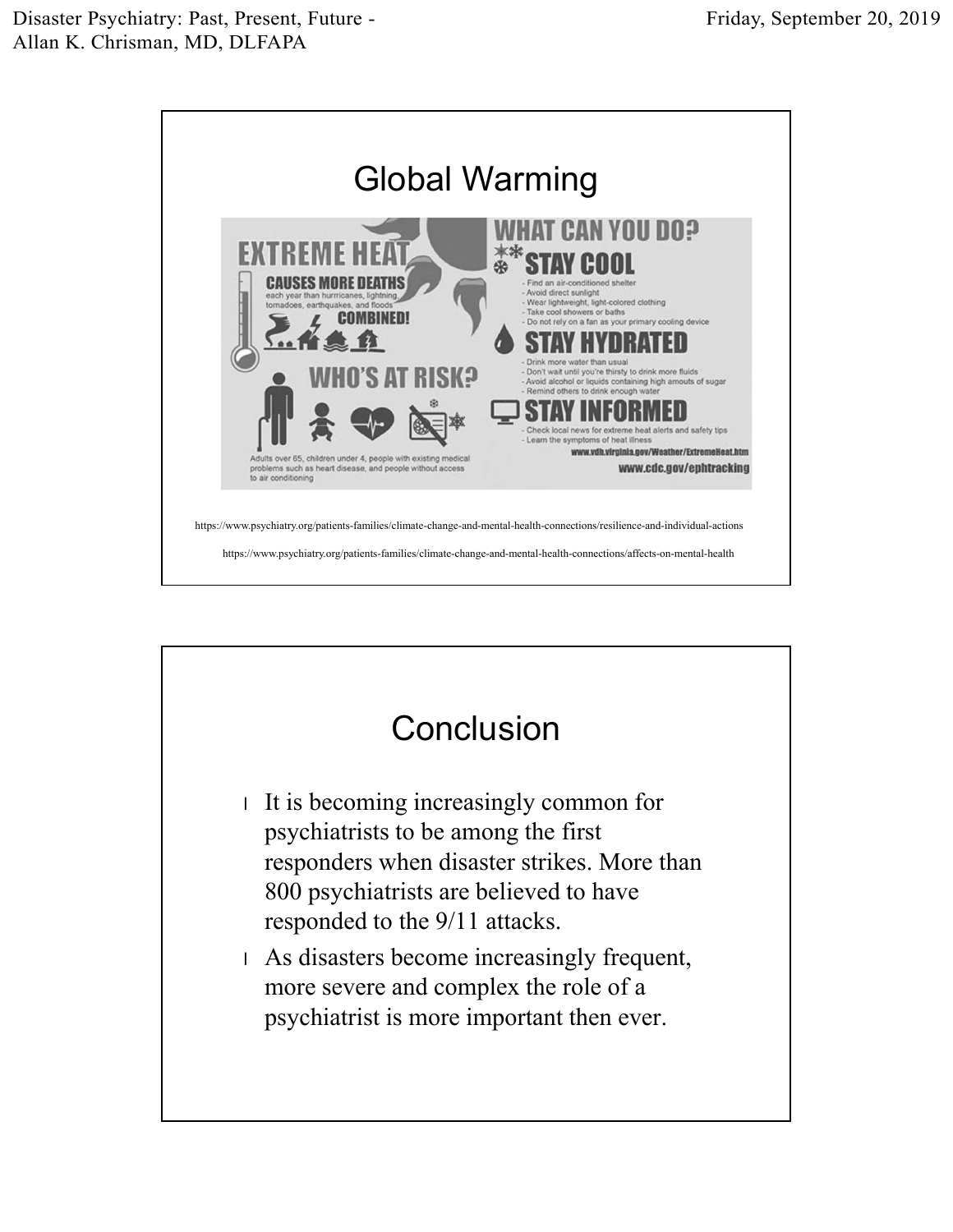## Global Warming

EXTREME HEAT

CAUSES MORE DEATHS each year than hurricanes, lightning, tornadoes, earthquakes, and floods COMBINED!

WHO'S AT RISK?

Adults over 65, children under 4, people with existing medical problems such as heart disease, and people without access to air conditioning

WHAT CAN YOU DO?

STAY COOL
- Find an air-conditioned shelter
- Avoid direct sunlight
- Wear lightweight, light-colored clothing
- Take cool showers or baths
- Do not rely on a fan as your primary cooling device

STAY HYDRATED
- Drink more water than usual
- Don't wait until you're thirsty to drink more fluids
- Avoid alcohol or liquids containing high amouts of sugar
- Remind others to drink enough water

STAY INFORMED
- Check local news for extreme heat alerts and safety tips
- Learn the symptoms of heat illness

www.vdh.virginia.gov/Weather/ExtremeHeat.htm

www.cdc.gov/ephtracking

https://www.psychiatry.org/patients-families/climate-change-and-mental-health-connections/resilience-and-individual-actions

https://www.psychiatry.org/patients-families/climate-change-and-mental-health-connections/affects-on-mental-health

## Conclusion

- It is becoming increasingly common for psychiatrists to be among the first responders when disaster strikes. More than 800 psychiatrists are believed to have responded to the 9/11 attacks.
- As disasters become increasingly frequent, more severe and complex the role of a psychiatrist is more important then ever.